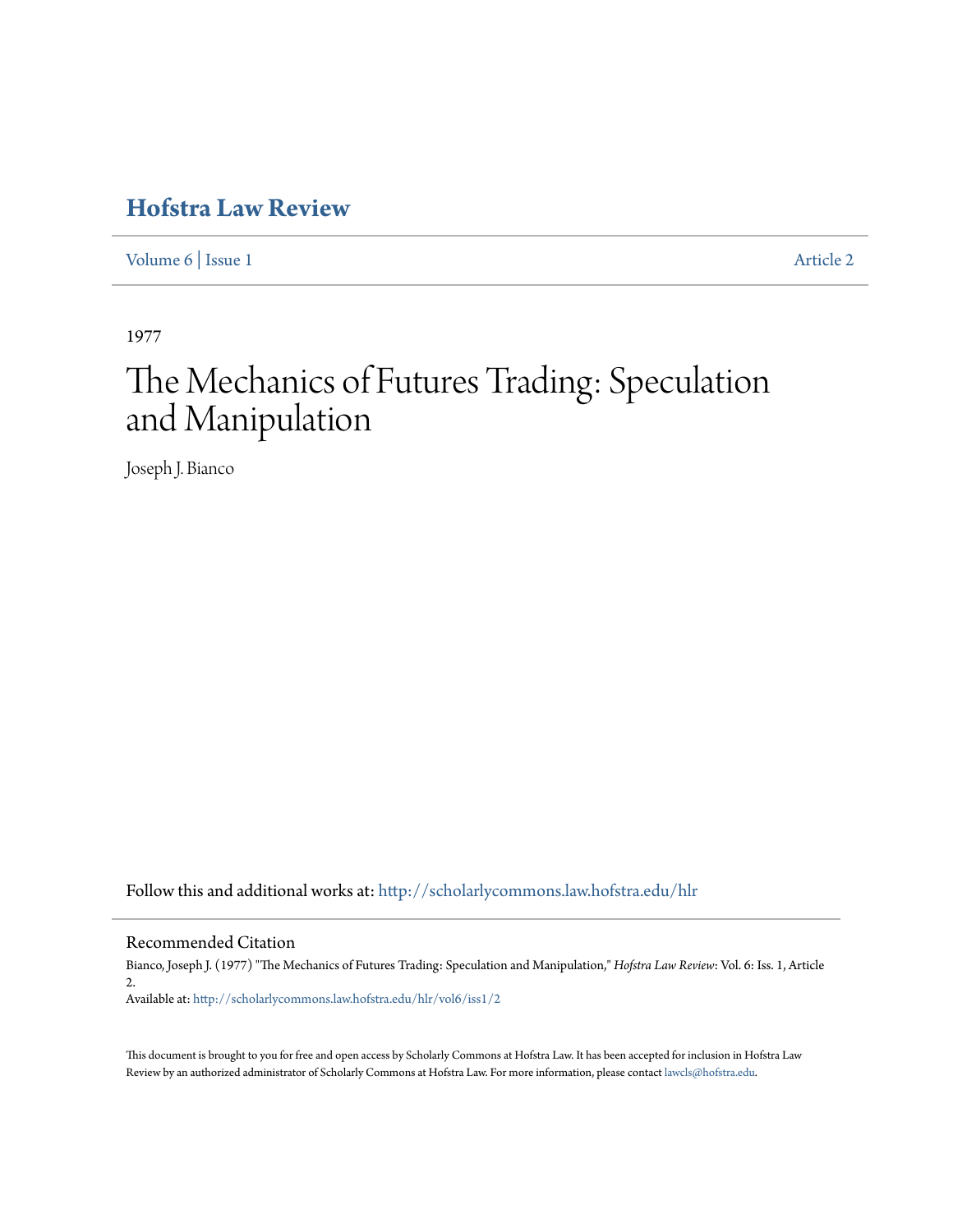# Hofstra Law Review

Volume 6 | Issue 1 Article 2

1977

# The Mechanics of Futures Trading: Speculation and Manipulation

Joseph J. Bianco

Follow this and additional works at: http://scholarlycommons.law.hofstra.edu/hlr

## Recommended Citation

Bianco, Joseph J. (1977) "The Mechanics of Futures Trading: Speculation and Manipulation," *Hofstra Law Review*: Vol. 6: Iss. 1, Article 2.

Available at: http://scholarlycommons.law.hofstra.edu/hlr/vol6/iss1/2

This document is brought to you for free and open access by Scholarly Commons at Hofstra Law. It has been accepted for inclusion in Hofstra Law Review by an authorized administrator of Scholarly Commons at Hofstra Law. For more information, please contact lawcls@hofstra.edu.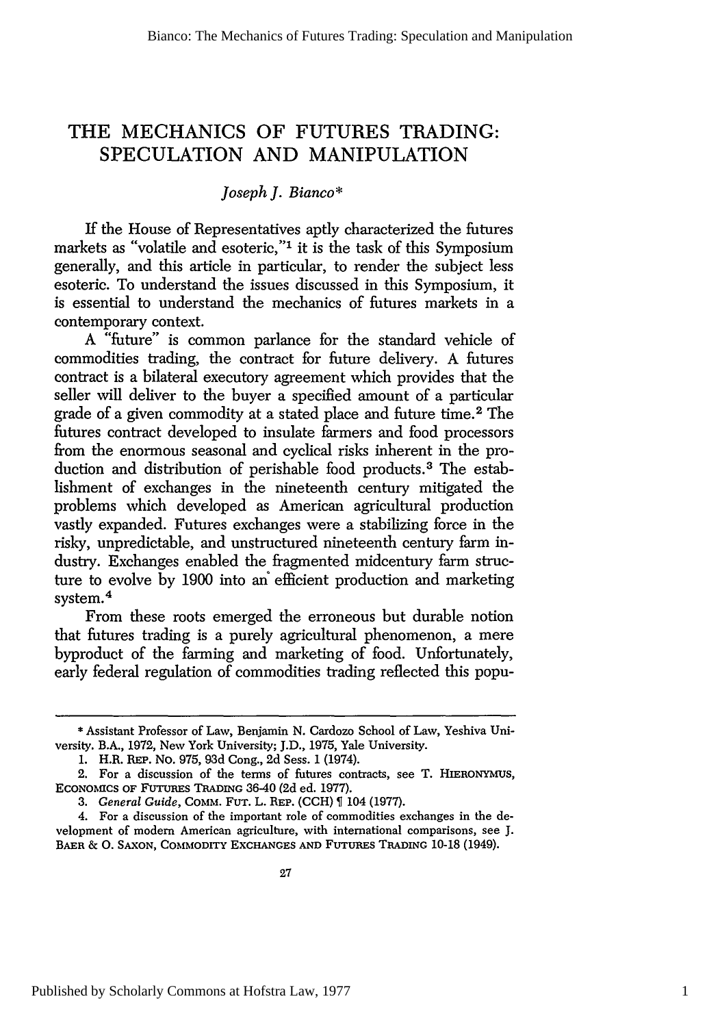# THE MECHANICS OF FUTURES TRADING: SPECULATION AND MANIPULATION

*Joseph J. Bianco**

If the House of Representatives aptly characterized the futures markets as "volatile and esoteric,"[1] it is the task of this Symposium generally, and this article in particular, to render the subject less esoteric. To understand the issues discussed in this Symposium, it is essential to understand the mechanics of futures markets in a contemporary context.

A "future" is common parlance for the standard vehicle of commodities trading, the contract for future delivery. A futures contract is a bilateral executory agreement which provides that the seller will deliver to the buyer a specified amount of a particular grade of a given commodity at a stated place and future time.[2] The futures contract developed to insulate farmers and food processors from the enormous seasonal and cyclical risks inherent in the production and distribution of perishable food products.[3] The establishment of exchanges in the nineteenth century mitigated the problems which developed as American agricultural production vastly expanded. Futures exchanges were a stabilizing force in the risky, unpredictable, and unstructured nineteenth century farm industry. Exchanges enabled the fragmented midcentury farm structure to evolve by 1900 into an efficient production and marketing system.[4]

From these roots emerged the erroneous but durable notion that futures trading is a purely agricultural phenomenon, a mere byproduct of the farming and marketing of food. Unfortunately, early federal regulation of commodities trading reflected this popu-

---

\* Assistant Professor of Law, Benjamin N. Cardozo School of Law, Yeshiva University. B.A., 1972, New York University; J.D., 1975, Yale University.

1. H.R. REP. NO. 975, 93d Cong., 2d Sess. 1 (1974).

2. For a discussion of the terms of futures contracts, see T. HIERONYMUS, ECONOMICS OF FUTURES TRADING 36-40 (2d ed. 1977).

3. *General Guide*, COMM. FUT. L. REP. (CCH) ¶ 104 (1977).

4. For a discussion of the important role of commodities exchanges in the development of modern American agriculture, with international comparisons, see J. BAER & O. SAXON, COMMODITY EXCHANGES AND FUTURES TRADING 10-18 (1949).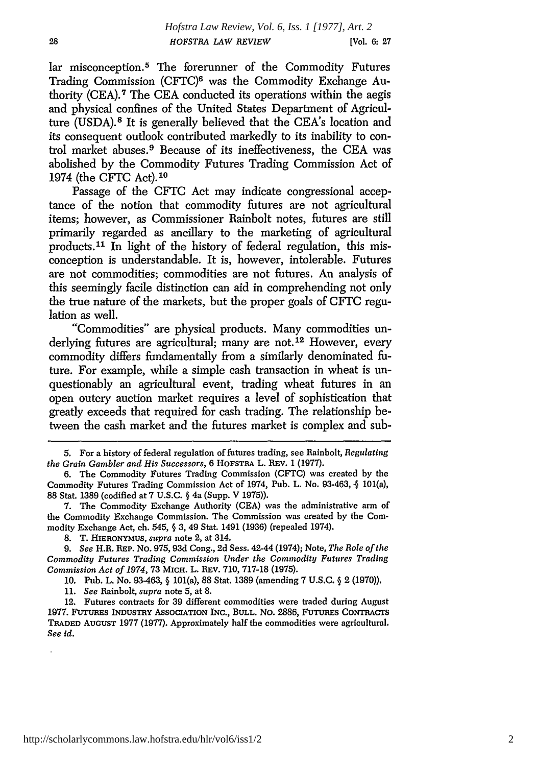lar misconception.[5] The forerunner of the Commodity Futures Trading Commission (CFTC)[6] was the Commodity Exchange Authority (CEA).[7] The CEA conducted its operations within the aegis and physical confines of the United States Department of Agriculture (USDA).[8] It is generally believed that the CEA's location and its consequent outlook contributed markedly to its inability to control market abuses.[9] Because of its ineffectiveness, the CEA was abolished by the Commodity Futures Trading Commission Act of 1974 (the CFTC Act).[10]

Passage of the CFTC Act may indicate congressional acceptance of the notion that commodity futures are not agricultural items; however, as Commissioner Rainbolt notes, futures are still primarily regarded as ancillary to the marketing of agricultural products.[11] In light of the history of federal regulation, this misconception is understandable. It is, however, intolerable. Futures are not commodities; commodities are not futures. An analysis of this seemingly facile distinction can aid in comprehending not only the true nature of the markets, but the proper goals of CFTC regulation as well.

"Commodities" are physical products. Many commodities underlying futures are agricultural; many are not.[12] However, every commodity differs fundamentally from a similarly denominated future. For example, while a simple cash transaction in wheat is unquestionably an agricultural event, trading wheat futures in an open outcry auction market requires a level of sophistication that greatly exceeds that required for cash trading. The relationship between the cash market and the futures market is complex and sub-

---

5. For a history of federal regulation of futures trading, see Rainbolt, *Regulating the Grain Gambler and His Successors*, 6 HOFSTRA L. REV. 1 (1977).

6. The Commodity Futures Trading Commission (CFTC) was created by the Commodity Futures Trading Commission Act of 1974, Pub. L. No. 93-463, § 101(a), 88 Stat. 1389 (codified at 7 U.S.C. § 4a (Supp. V 1975)).

7. The Commodity Exchange Authority (CEA) was the administrative arm of the Commodity Exchange Commission. The Commission was created by the Commodity Exchange Act, ch. 545, § 3, 49 Stat. 1491 (1936) (repealed 1974).

8. T. HIERONYMUS, *supra* note 2, at 314.

9. *See* H.R. REP. NO. 975, 93d Cong., 2d Sess. 42-44 (1974); Note, *The Role of the Commodity Futures Trading Commission Under the Commodity Futures Trading Commission Act of 1974*, 73 MICH. L. REV. 710, 717-18 (1975).

10. Pub. L. No. 93-463, § 101(a), 88 Stat. 1389 (amending 7 U.S.C. § 2 (1970)).

11. *See* Rainbolt, *supra* note 5, at 8.

12. Futures contracts for 39 different commodities were traded during August 1977. FUTURES INDUSTRY ASSOCIATION INC., BULL. NO. 2886, FUTURES CONTRACTS TRADED AUGUST 1977 (1977). Approximately half the commodities were agricultural. *See id.*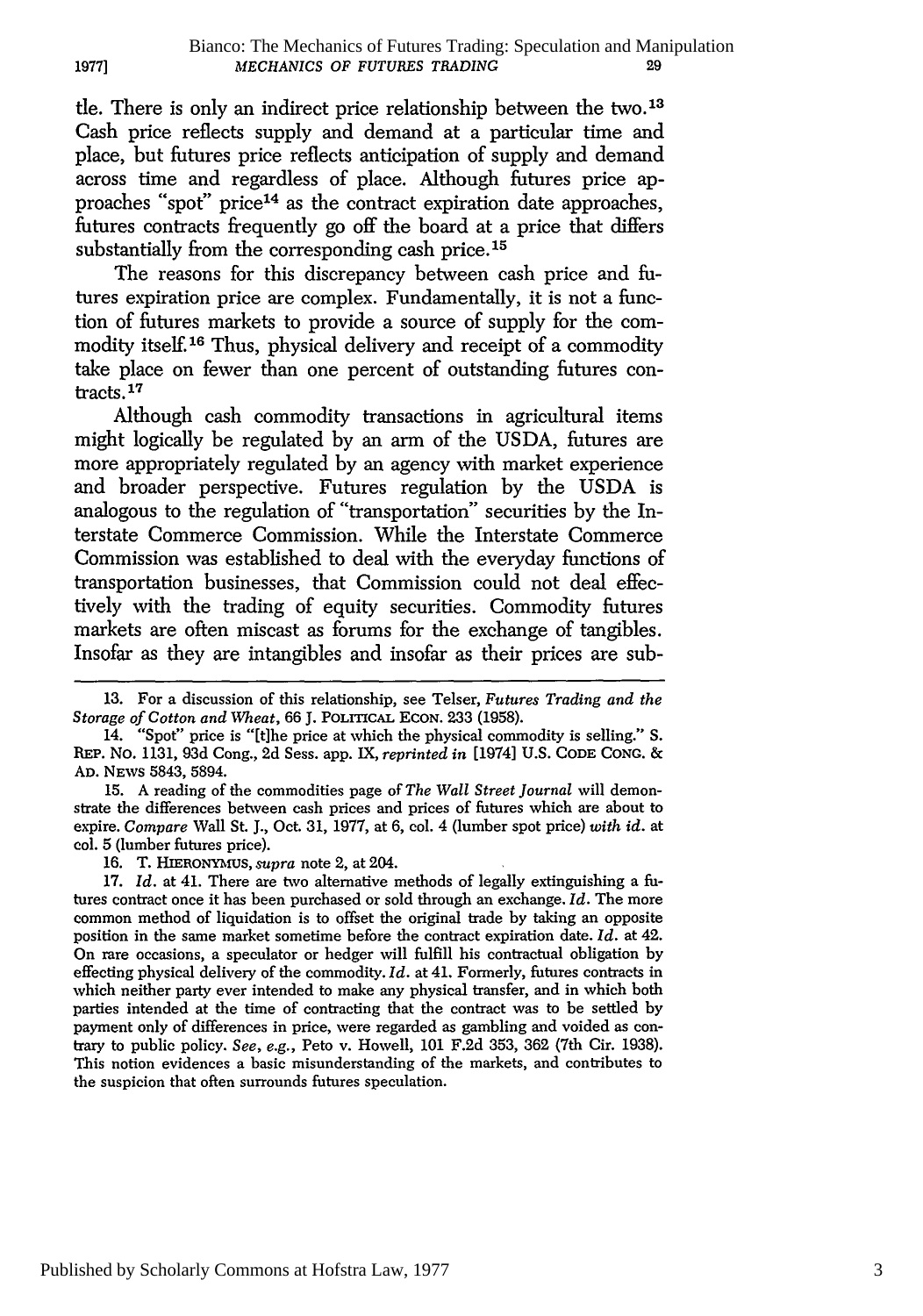tle. There is only an indirect price relationship between the two.[13] Cash price reflects supply and demand at a particular time and place, but futures price reflects anticipation of supply and demand across time and regardless of place. Although futures price approaches "spot" price[14] as the contract expiration date approaches, futures contracts frequently go off the board at a price that differs substantially from the corresponding cash price.[15]

The reasons for this discrepancy between cash price and futures expiration price are complex. Fundamentally, it is not a function of futures markets to provide a source of supply for the commodity itself.[16] Thus, physical delivery and receipt of a commodity take place on fewer than one percent of outstanding futures contracts.[17]

Although cash commodity transactions in agricultural items might logically be regulated by an arm of the USDA, futures are more appropriately regulated by an agency with market experience and broader perspective. Futures regulation by the USDA is analogous to the regulation of "transportation" securities by the Interstate Commerce Commission. While the Interstate Commerce Commission was established to deal with the everyday functions of transportation businesses, that Commission could not deal effectively with the trading of equity securities. Commodity futures markets are often miscast as forums for the exchange of tangibles. Insofar as they are intangibles and insofar as their prices are sub-

---

13. For a discussion of this relationship, see Telser, *Futures Trading and the Storage of Cotton and Wheat*, 66 J. POLITICAL ECON. 233 (1958).

14. "Spot" price is "[t]he price at which the physical commodity is selling." S. REP. NO. 1131, 93d Cong., 2d Sess. app. IX, *reprinted in* [1974] U.S. CODE CONG. & AD. NEWS 5843, 5894.

15. A reading of the commodities page of *The Wall Street Journal* will demonstrate the differences between cash prices and prices of futures which are about to expire. *Compare* Wall St. J., Oct. 31, 1977, at 6, col. 4 (lumber spot price) *with id.* at col. 5 (lumber futures price).

16. T. HIERONYMUS, *supra* note 2, at 204.

17. *Id.* at 41. There are two alternative methods of legally extinguishing a futures contract once it has been purchased or sold through an exchange. *Id.* The more common method of liquidation is to offset the original trade by taking an opposite position in the same market sometime before the contract expiration date. *Id.* at 42. On rare occasions, a speculator or hedger will fulfill his contractual obligation by effecting physical delivery of the commodity. *Id.* at 41. Formerly, futures contracts in which neither party ever intended to make any physical transfer, and in which both parties intended at the time of contracting that the contract was to be settled by payment only of differences in price, were regarded as gambling and voided as contrary to public policy. *See, e.g.*, Peto v. Howell, 101 F.2d 353, 362 (7th Cir. 1938). This notion evidences a basic misunderstanding of the markets, and contributes to the suspicion that often surrounds futures speculation.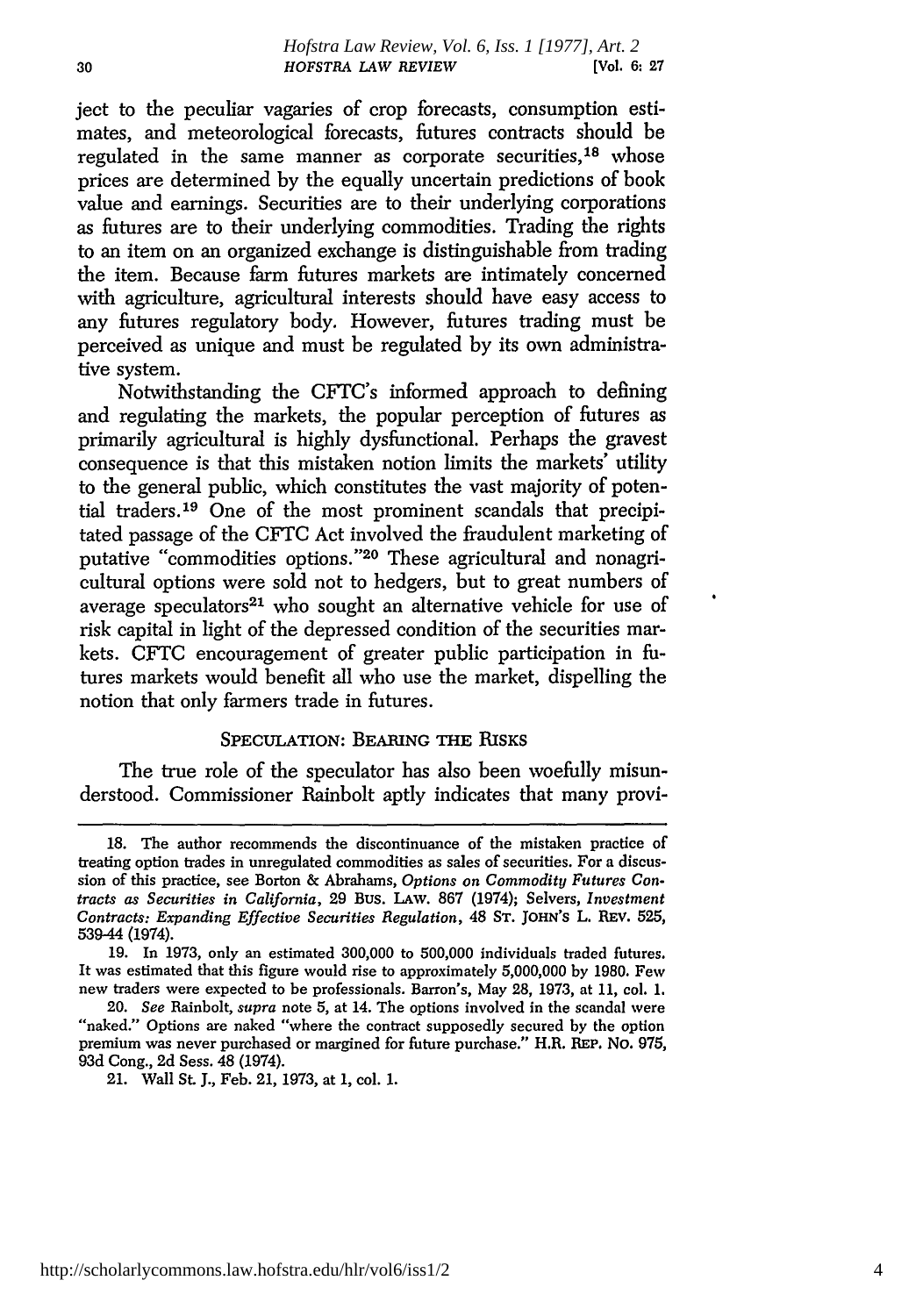ject to the peculiar vagaries of crop forecasts, consumption estimates, and meteorological forecasts, futures contracts should be regulated in the same manner as corporate securities,[18] whose prices are determined by the equally uncertain predictions of book value and earnings. Securities are to their underlying corporations as futures are to their underlying commodities. Trading the rights to an item on an organized exchange is distinguishable from trading the item. Because farm futures markets are intimately concerned with agriculture, agricultural interests should have easy access to any futures regulatory body. However, futures trading must be perceived as unique and must be regulated by its own administrative system.

Notwithstanding the CFTC's informed approach to defining and regulating the markets, the popular perception of futures as primarily agricultural is highly dysfunctional. Perhaps the gravest consequence is that this mistaken notion limits the markets' utility to the general public, which constitutes the vast majority of potential traders.[19] One of the most prominent scandals that precipitated passage of the CFTC Act involved the fraudulent marketing of putative "commodities options."[20] These agricultural and nonagricultural options were sold not to hedgers, but to great numbers of average speculators[21] who sought an alternative vehicle for use of risk capital in light of the depressed condition of the securities markets. CFTC encouragement of greater public participation in futures markets would benefit all who use the market, dispelling the notion that only farmers trade in futures.

## SPECULATION: BEARING THE RISKS

The true role of the speculator has also been woefully misunderstood. Commissioner Rainbolt aptly indicates that many provi-

---

18. The author recommends the discontinuance of the mistaken practice of treating option trades in unregulated commodities as sales of securities. For a discussion of this practice, see Borton & Abrahams, *Options on Commodity Futures Contracts as Securities in California*, 29 BUS. LAW. 867 (1974); Selvers, *Investment Contracts: Expanding Effective Securities Regulation*, 48 ST. JOHN'S L. REV. 525, 539-44 (1974).

19. In 1973, only an estimated 300,000 to 500,000 individuals traded futures. It was estimated that this figure would rise to approximately 5,000,000 by 1980. Few new traders were expected to be professionals. Barron's, May 28, 1973, at 11, col. 1.

20. *See* Rainbolt, *supra* note 5, at 14. The options involved in the scandal were "naked." Options are naked "where the contract supposedly secured by the option premium was never purchased or margined for future purchase." H.R. REP. NO. 975, 93d Cong., 2d Sess. 48 (1974).

21. Wall St. J., Feb. 21, 1973, at 1, col. 1.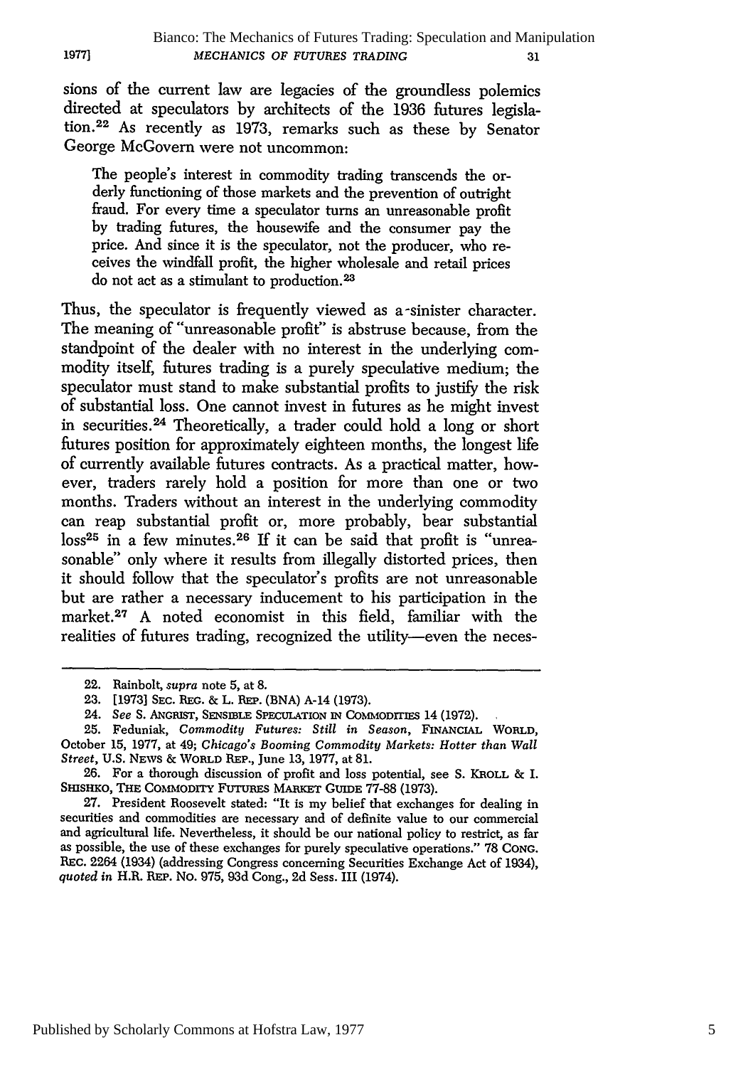sions of the current law are legacies of the groundless polemics directed at speculators by architects of the 1936 futures legislation.[22] As recently as 1973, remarks such as these by Senator George McGovern were not uncommon:

> The people's interest in commodity trading transcends the orderly functioning of those markets and the prevention of outright fraud. For every time a speculator turns an unreasonable profit by trading futures, the housewife and the consumer pay the price. And since it is the speculator, not the producer, who receives the windfall profit, the higher wholesale and retail prices do not act as a stimulant to production.[23]

Thus, the speculator is frequently viewed as a sinister character. The meaning of "unreasonable profit" is abstruse because, from the standpoint of the dealer with no interest in the underlying commodity itself, futures trading is a purely speculative medium; the speculator must stand to make substantial profits to justify the risk of substantial loss. One cannot invest in futures as he might invest in securities.[24] Theoretically, a trader could hold a long or short futures position for approximately eighteen months, the longest life of currently available futures contracts. As a practical matter, however, traders rarely hold a position for more than one or two months. Traders without an interest in the underlying commodity can reap substantial profit or, more probably, bear substantial loss[25] in a few minutes.[26] If it can be said that profit is "unreasonable" only where it results from illegally distorted prices, then it should follow that the speculator's profits are not unreasonable but are rather a necessary inducement to his participation in the market.[27] A noted economist in this field, familiar with the realities of futures trading, recognized the utility—even the neces-

---

22. Rainbolt, *supra* note 5, at 8.

23. [1973] SEC. REG. & L. REP. (BNA) A-14 (1973).

24. *See* S. ANGRIST, SENSIBLE SPECULATION IN COMMODITIES 14 (1972).

25. Feduniak, *Commodity Futures: Still in Season*, FINANCIAL WORLD, October 15, 1977, at 49; *Chicago's Booming Commodity Markets: Hotter than Wall Street*, U.S. NEWS & WORLD REP., June 13, 1977, at 81.

26. For a thorough discussion of profit and loss potential, see S. KROLL & I. SHISHKO, THE COMMODITY FUTURES MARKET GUIDE 77-88 (1973).

27. President Roosevelt stated: "It is my belief that exchanges for dealing in securities and commodities are necessary and of definite value to our commercial and agricultural life. Nevertheless, it should be our national policy to restrict, as far as possible, the use of these exchanges for purely speculative operations." 78 CONG. REC. 2264 (1934) (addressing Congress concerning Securities Exchange Act of 1934), *quoted in* H.R. REP. NO. 975, 93d Cong., 2d Sess. III (1974).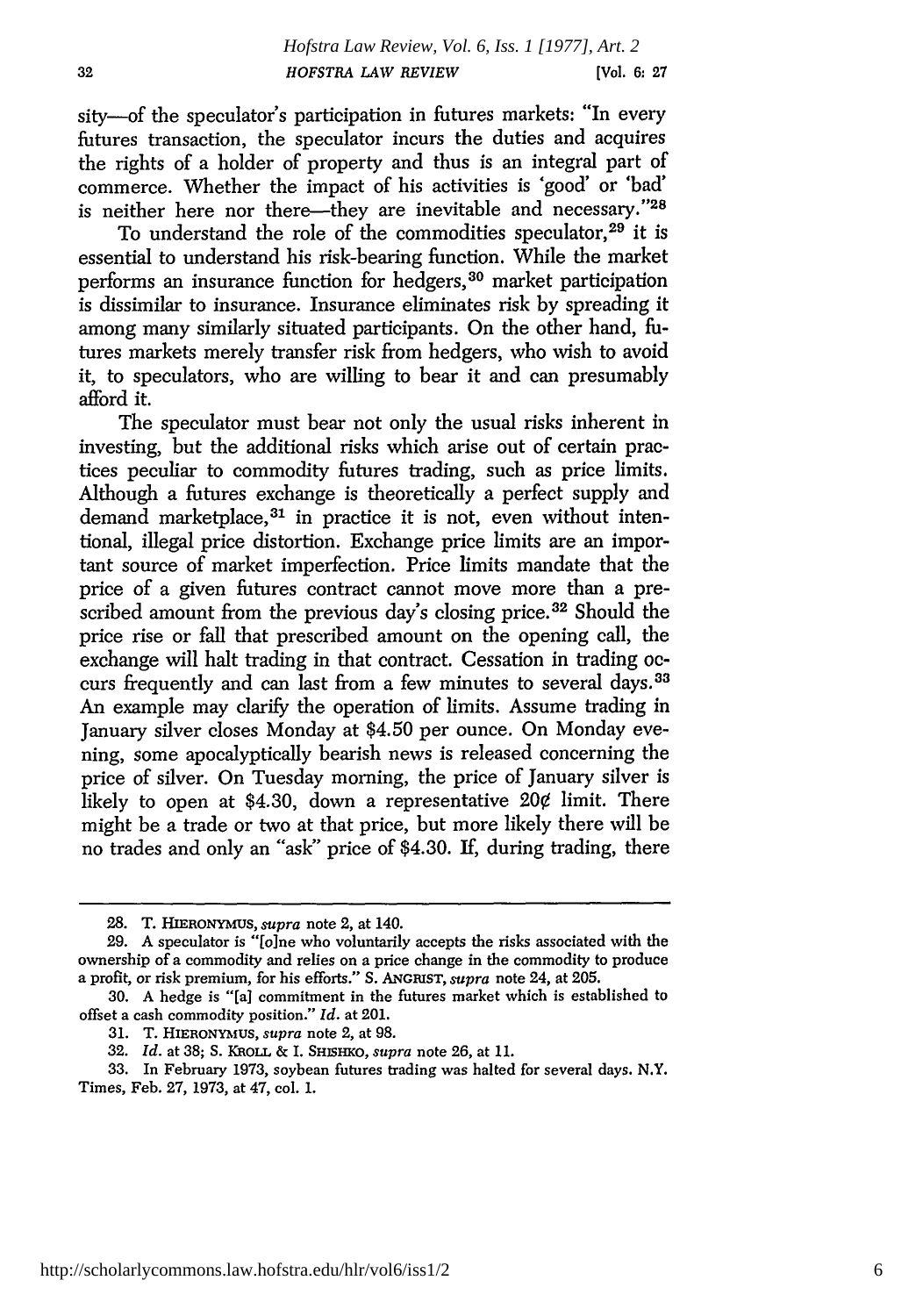sity—of the speculator's participation in futures markets: "In every futures transaction, the speculator incurs the duties and acquires the rights of a holder of property and thus is an integral part of commerce. Whether the impact of his activities is 'good' or 'bad' is neither here nor there—they are inevitable and necessary."[28]

To understand the role of the commodities speculator,[29] it is essential to understand his risk-bearing function. While the market performs an insurance function for hedgers,[30] market participation is dissimilar to insurance. Insurance eliminates risk by spreading it among many similarly situated participants. On the other hand, futures markets merely transfer risk from hedgers, who wish to avoid it, to speculators, who are willing to bear it and can presumably afford it.

The speculator must bear not only the usual risks inherent in investing, but the additional risks which arise out of certain practices peculiar to commodity futures trading, such as price limits. Although a futures exchange is theoretically a perfect supply and demand marketplace,[31] in practice it is not, even without intentional, illegal price distortion. Exchange price limits are an important source of market imperfection. Price limits mandate that the price of a given futures contract cannot move more than a prescribed amount from the previous day's closing price.[32] Should the price rise or fall that prescribed amount on the opening call, the exchange will halt trading in that contract. Cessation in trading occurs frequently and can last from a few minutes to several days.[33] An example may clarify the operation of limits. Assume trading in January silver closes Monday at $4.50 per ounce. On Monday evening, some apocalyptically bearish news is released concerning the price of silver. On Tuesday morning, the price of January silver is likely to open at $4.30, down a representative 20¢ limit. There might be a trade or two at that price, but more likely there will be no trades and only an "ask" price of $4.30. If, during trading, there

---

28. T. HIERONYMUS, *supra* note 2, at 140.

29. A speculator is "[o]ne who voluntarily accepts the risks associated with the ownership of a commodity and relies on a price change in the commodity to produce a profit, or risk premium, for his efforts." S. ANGRIST, *supra* note 24, at 205.

30. A hedge is "[a] commitment in the futures market which is established to offset a cash commodity position." *Id.* at 201.

31. T. HIERONYMUS, *supra* note 2, at 98.

32. *Id.* at 38; S. KROLL & I. SHISHKO, *supra* note 26, at 11.

33. In February 1973, soybean futures trading was halted for several days. N.Y. Times, Feb. 27, 1973, at 47, col. 1.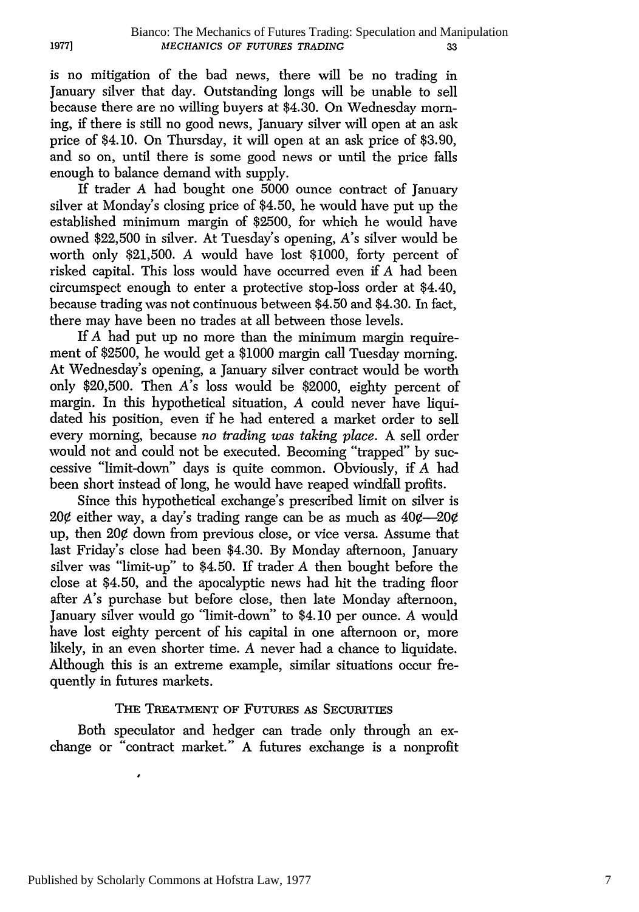is no mitigation of the bad news, there will be no trading in January silver that day. Outstanding longs will be unable to sell because there are no willing buyers at $4.30. On Wednesday morning, if there is still no good news, January silver will open at an ask price of $4.10. On Thursday, it will open at an ask price of $3.90, and so on, until there is some good news or until the price falls enough to balance demand with supply.

If trader *A* had bought one 5000 ounce contract of January silver at Monday's closing price of $4.50, he would have put up the established minimum margin of $2500, for which he would have owned $22,500 in silver. At Tuesday's opening, *A*'s silver would be worth only $21,500. *A* would have lost $1000, forty percent of risked capital. This loss would have occurred even if *A* had been circumspect enough to enter a protective stop-loss order at $4.40, because trading was not continuous between $4.50 and $4.30. In fact, there may have been no trades at all between those levels.

If *A* had put up no more than the minimum margin requirement of $2500, he would get a $1000 margin call Tuesday morning. At Wednesday's opening, a January silver contract would be worth only $20,500. Then *A*'s loss would be $2000, eighty percent of margin. In this hypothetical situation, *A* could never have liquidated his position, even if he had entered a market order to sell every morning, because *no trading was taking place*. A sell order would not and could not be executed. Becoming "trapped" by successive "limit-down" days is quite common. Obviously, if *A* had been short instead of long, he would have reaped windfall profits.

Since this hypothetical exchange's prescribed limit on silver is 20¢ either way, a day's trading range can be as much as 40¢—20¢ up, then 20¢ down from previous close, or vice versa. Assume that last Friday's close had been $4.30. By Monday afternoon, January silver was "limit-up" to $4.50. If trader *A* then bought before the close at $4.50, and the apocalyptic news had hit the trading floor after *A*'s purchase but before close, then late Monday afternoon, January silver would go "limit-down" to $4.10 per ounce. *A* would have lost eighty percent of his capital in one afternoon or, more likely, in an even shorter time. *A* never had a chance to liquidate. Although this is an extreme example, similar situations occur frequently in futures markets.

## THE TREATMENT OF FUTURES AS SECURITIES

Both speculator and hedger can trade only through an exchange or "contract market." A futures exchange is a nonprofit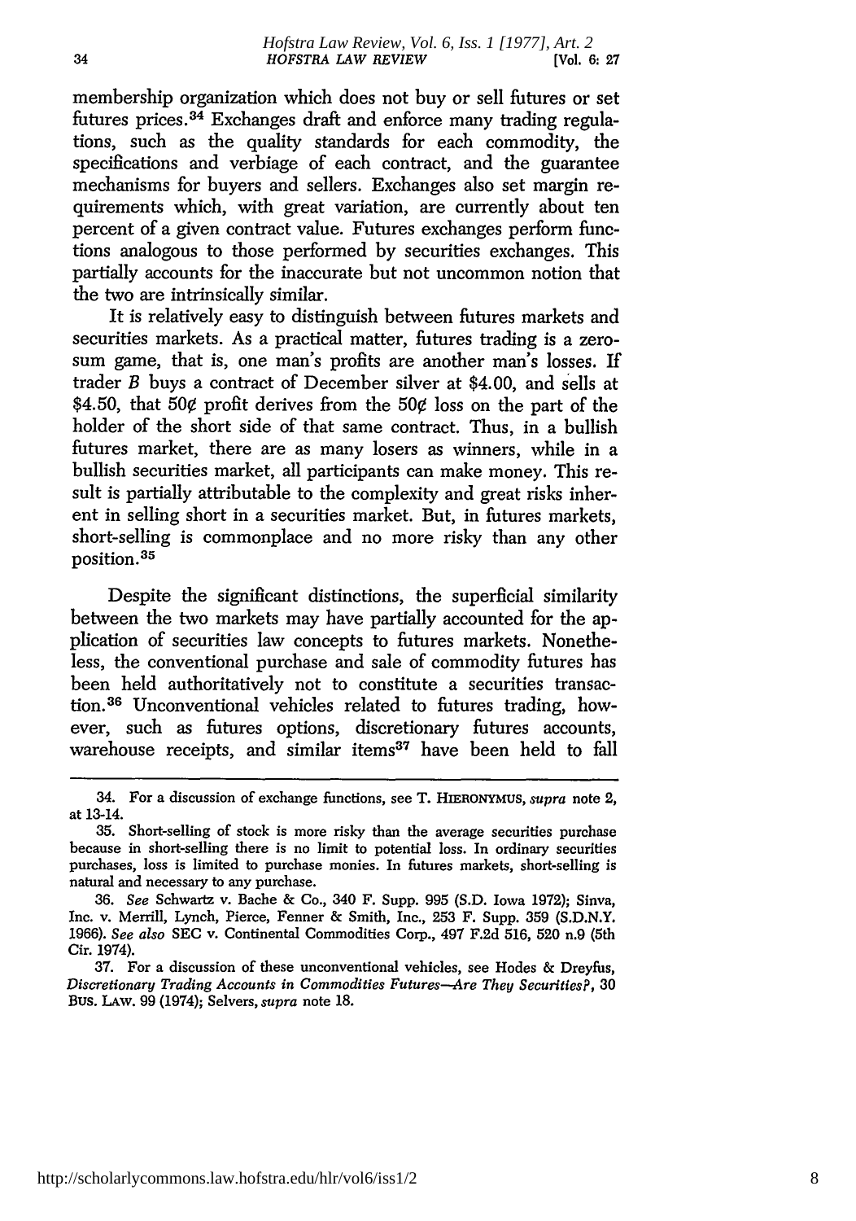membership organization which does not buy or sell futures or set futures prices.[34] Exchanges draft and enforce many trading regulations, such as the quality standards for each commodity, the specifications and verbiage of each contract, and the guarantee mechanisms for buyers and sellers. Exchanges also set margin requirements which, with great variation, are currently about ten percent of a given contract value. Futures exchanges perform functions analogous to those performed by securities exchanges. This partially accounts for the inaccurate but not uncommon notion that the two are intrinsically similar.

It is relatively easy to distinguish between futures markets and securities markets. As a practical matter, futures trading is a zero-sum game, that is, one man's profits are another man's losses. If trader *B* buys a contract of December silver at $4.00, and sells at $4.50, that 50¢ profit derives from the 50¢ loss on the part of the holder of the short side of that same contract. Thus, in a bullish futures market, there are as many losers as winners, while in a bullish securities market, all participants can make money. This result is partially attributable to the complexity and great risks inherent in selling short in a securities market. But, in futures markets, short-selling is commonplace and no more risky than any other position.[35]

Despite the significant distinctions, the superficial similarity between the two markets may have partially accounted for the application of securities law concepts to futures markets. Nonetheless, the conventional purchase and sale of commodity futures has been held authoritatively not to constitute a securities transaction.[36] Unconventional vehicles related to futures trading, however, such as futures options, discretionary futures accounts, warehouse receipts, and similar items[37] have been held to fall

---

34. For a discussion of exchange functions, see T. HIERONYMUS, *supra* note 2, at 13-14.

35. Short-selling of stock is more risky than the average securities purchase because in short-selling there is no limit to potential loss. In ordinary securities purchases, loss is limited to purchase monies. In futures markets, short-selling is natural and necessary to any purchase.

36. *See* Schwartz v. Bache & Co., 340 F. Supp. 995 (S.D. Iowa 1972); Sinva, Inc. v. Merrill, Lynch, Pierce, Fenner & Smith, Inc., 253 F. Supp. 359 (S.D.N.Y. 1966). *See also* SEC v. Continental Commodities Corp., 497 F.2d 516, 520 n.9 (5th Cir. 1974).

37. For a discussion of these unconventional vehicles, see Hodes & Dreyfus, *Discretionary Trading Accounts in Commodities Futures—Are They Securities?*, 30 BUS. LAW. 99 (1974); Selvers, *supra* note 18.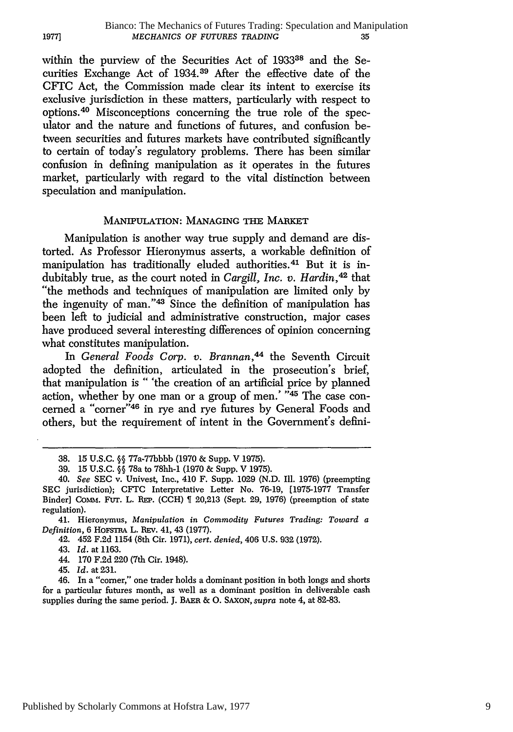within the purview of the Securities Act of 1933[38] and the Securities Exchange Act of 1934.[39] After the effective date of the CFTC Act, the Commission made clear its intent to exercise its exclusive jurisdiction in these matters, particularly with respect to options.[40] Misconceptions concerning the true role of the speculator and the nature and functions of futures, and confusion between securities and futures markets have contributed significantly to certain of today's regulatory problems. There has been similar confusion in defining manipulation as it operates in the futures market, particularly with regard to the vital distinction between speculation and manipulation.

## MANIPULATION: MANAGING THE MARKET

Manipulation is another way true supply and demand are distorted. As Professor Hieronymus asserts, a workable definition of manipulation has traditionally eluded authorities.[41] But it is indubitably true, as the court noted in *Cargill, Inc. v. Hardin*,[42] that "the methods and techniques of manipulation are limited only by the ingenuity of man."[43] Since the definition of manipulation has been left to judicial and administrative construction, major cases have produced several interesting differences of opinion concerning what constitutes manipulation.

In *General Foods Corp. v. Brannan*,[44] the Seventh Circuit adopted the definition, articulated in the prosecution's brief, that manipulation is " 'the creation of an artificial price by planned action, whether by one man or a group of men.' "[45] The case concerned a "corner"[46] in rye and rye futures by General Foods and others, but the requirement of intent in the Government's defini-

---

38. 15 U.S.C. §§ 77a-77bbbb (1970 & Supp. V 1975).

39. 15 U.S.C. §§ 78a to 78hh-1 (1970 & Supp. V 1975).

40. *See* SEC v. Univest, Inc., 410 F. Supp. 1029 (N.D. Ill. 1976) (preempting SEC jurisdiction); CFTC Interpretative Letter No. 76-19, [1975-1977 Transfer Binder] COMM. FUT. L. REP. (CCH) ¶ 20,213 (Sept. 29, 1976) (preemption of state regulation).

41. Hieronymus, *Manipulation in Commodity Futures Trading: Toward a Definition*, 6 HOFSTRA L. REV. 41, 43 (1977).

42. 452 F.2d 1154 (8th Cir. 1971), *cert. denied*, 406 U.S. 932 (1972).

43. *Id.* at 1163.

44. 170 F.2d 220 (7th Cir. 1948).

45. *Id.* at 231.

46. In a "corner," one trader holds a dominant position in both longs and shorts for a particular futures month, as well as a dominant position in deliverable cash supplies during the same period. J. BAER & O. SAXON, *supra* note 4, at 82-83.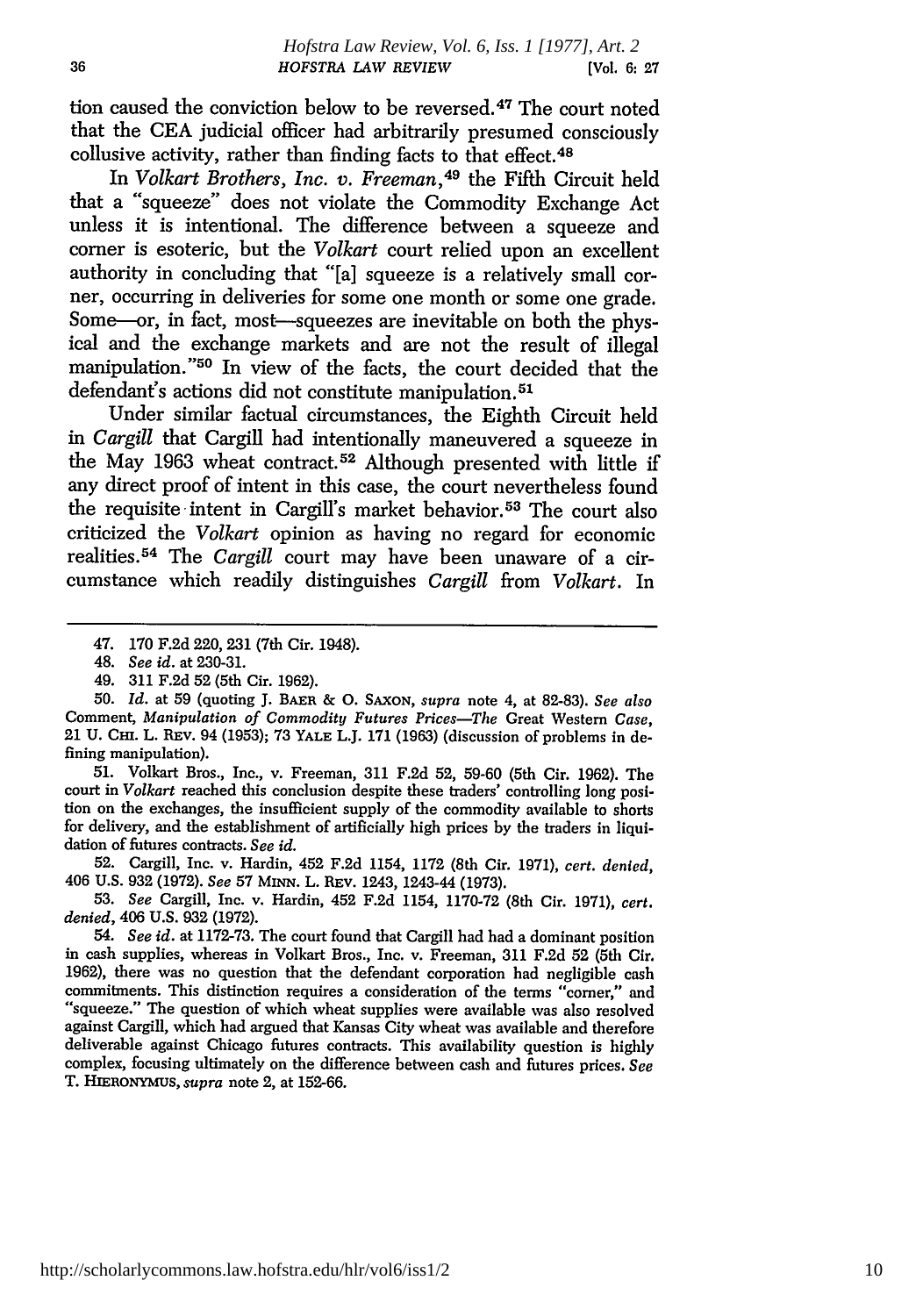tion caused the conviction below to be reversed.[47] The court noted that the CEA judicial officer had arbitrarily presumed consciously collusive activity, rather than finding facts to that effect.[48]

In *Volkart Brothers, Inc. v. Freeman*,[49] the Fifth Circuit held that a "squeeze" does not violate the Commodity Exchange Act unless it is intentional. The difference between a squeeze and corner is esoteric, but the *Volkart* court relied upon an excellent authority in concluding that "[a] squeeze is a relatively small corner, occurring in deliveries for some one month or some one grade. Some—or, in fact, most—squeezes are inevitable on both the physical and the exchange markets and are not the result of illegal manipulation."[50] In view of the facts, the court decided that the defendant's actions did not constitute manipulation.[51]

Under similar factual circumstances, the Eighth Circuit held in *Cargill* that Cargill had intentionally maneuvered a squeeze in the May 1963 wheat contract.[52] Although presented with little if any direct proof of intent in this case, the court nevertheless found the requisite intent in Cargill's market behavior.[53] The court also criticized the *Volkart* opinion as having no regard for economic realities.[54] The *Cargill* court may have been unaware of a circumstance which readily distinguishes *Cargill* from *Volkart*. In

---

47. 170 F.2d 220, 231 (7th Cir. 1948).

48. *See id.* at 230-31.

49. 311 F.2d 52 (5th Cir. 1962).

50. *Id.* at 59 (quoting J. BAER & O. SAXON, *supra* note 4, at 82-83). *See also* Comment, *Manipulation of Commodity Futures Prices—The* Great Western *Case*, 21 U. CHI. L. REV. 94 (1953); 73 YALE L.J. 171 (1963) (discussion of problems in defining manipulation).

51. Volkart Bros., Inc., v. Freeman, 311 F.2d 52, 59-60 (5th Cir. 1962). The court in *Volkart* reached this conclusion despite these traders' controlling long position on the exchanges, the insufficient supply of the commodity available to shorts for delivery, and the establishment of artificially high prices by the traders in liquidation of futures contracts. *See id.*

52. Cargill, Inc. v. Hardin, 452 F.2d 1154, 1172 (8th Cir. 1971), *cert. denied*, 406 U.S. 932 (1972). *See* 57 MINN. L. REV. 1243, 1243-44 (1973).

53. *See* Cargill, Inc. v. Hardin, 452 F.2d 1154, 1170-72 (8th Cir. 1971), *cert. denied*, 406 U.S. 932 (1972).

54. *See id.* at 1172-73. The court found that Cargill had had a dominant position in cash supplies, whereas in Volkart Bros., Inc. v. Freeman, 311 F.2d 52 (5th Cir. 1962), there was no question that the defendant corporation had negligible cash commitments. This distinction requires a consideration of the terms "corner," and "squeeze." The question of which wheat supplies were available was also resolved against Cargill, which had argued that Kansas City wheat was available and therefore deliverable against Chicago futures contracts. This availability question is highly complex, focusing ultimately on the difference between cash and futures prices. *See* T. HIERONYMUS, *supra* note 2, at 152-66.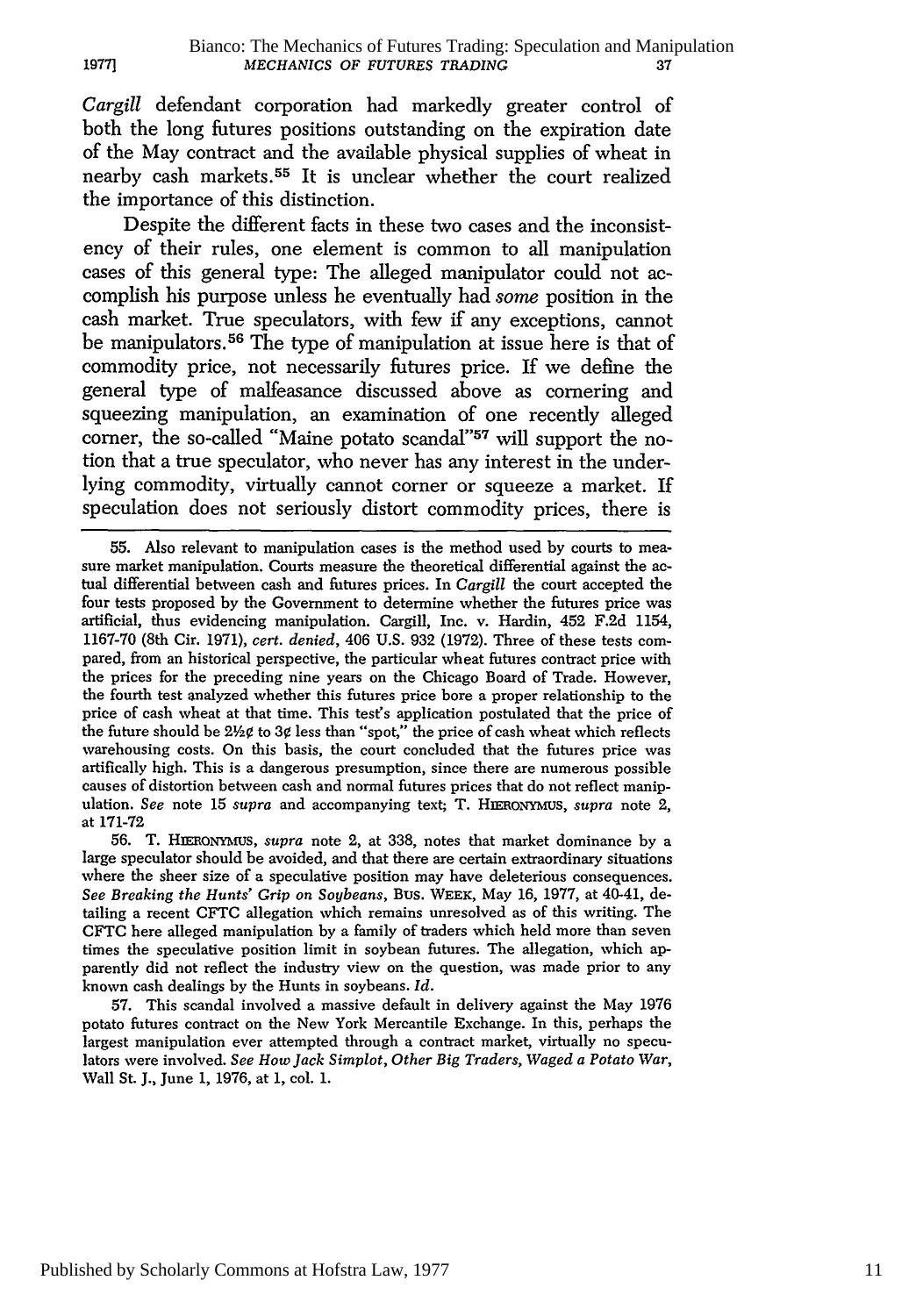*Cargill* defendant corporation had markedly greater control of both the long futures positions outstanding on the expiration date of the May contract and the available physical supplies of wheat in nearby cash markets.[55] It is unclear whether the court realized the importance of this distinction.

Despite the different facts in these two cases and the inconsistency of their rules, one element is common to all manipulation cases of this general type: The alleged manipulator could not accomplish his purpose unless he eventually had *some* position in the cash market. True speculators, with few if any exceptions, cannot be manipulators.[56] The type of manipulation at issue here is that of commodity price, not necessarily futures price. If we define the general type of malfeasance discussed above as cornering and squeezing manipulation, an examination of one recently alleged corner, the so-called "Maine potato scandal"[57] will support the notion that a true speculator, who never has any interest in the underlying commodity, virtually cannot corner or squeeze a market. If speculation does not seriously distort commodity prices, there is

---

55. Also relevant to manipulation cases is the method used by courts to measure market manipulation. Courts measure the theoretical differential against the actual differential between cash and futures prices. In *Cargill* the court accepted the four tests proposed by the Government to determine whether the futures price was artificial, thus evidencing manipulation. Cargill, Inc. v. Hardin, 452 F.2d 1154, 1167-70 (8th Cir. 1971), *cert. denied*, 406 U.S. 932 (1972). Three of these tests compared, from an historical perspective, the particular wheat futures contract price with the prices for the preceding nine years on the Chicago Board of Trade. However, the fourth test analyzed whether this futures price bore a proper relationship to the price of cash wheat at that time. This test's application postulated that the price of the future should be 2½¢ to 3¢ less than "spot," the price of cash wheat which reflects warehousing costs. On this basis, the court concluded that the futures price was artifically high. This is a dangerous presumption, since there are numerous possible causes of distortion between cash and normal futures prices that do not reflect manipulation. *See* note 15 *supra* and accompanying text; T. HIERONYMUS, *supra* note 2, at 171-72

56. T. HIERONYMUS, *supra* note 2, at 338, notes that market dominance by a large speculator should be avoided, and that there are certain extraordinary situations where the sheer size of a speculative position may have deleterious consequences. *See Breaking the Hunts' Grip on Soybeans*, BUS. WEEK, May 16, 1977, at 40-41, detailing a recent CFTC allegation which remains unresolved as of this writing. The CFTC here alleged manipulation by a family of traders which held more than seven times the speculative position limit in soybean futures. The allegation, which apparently did not reflect the industry view on the question, was made prior to any known cash dealings by the Hunts in soybeans. *Id.*

57. This scandal involved a massive default in delivery against the May 1976 potato futures contract on the New York Mercantile Exchange. In this, perhaps the largest manipulation ever attempted through a contract market, virtually no speculators were involved. *See How Jack Simplot, Other Big Traders, Waged a Potato War*, Wall St. J., June 1, 1976, at 1, col. 1.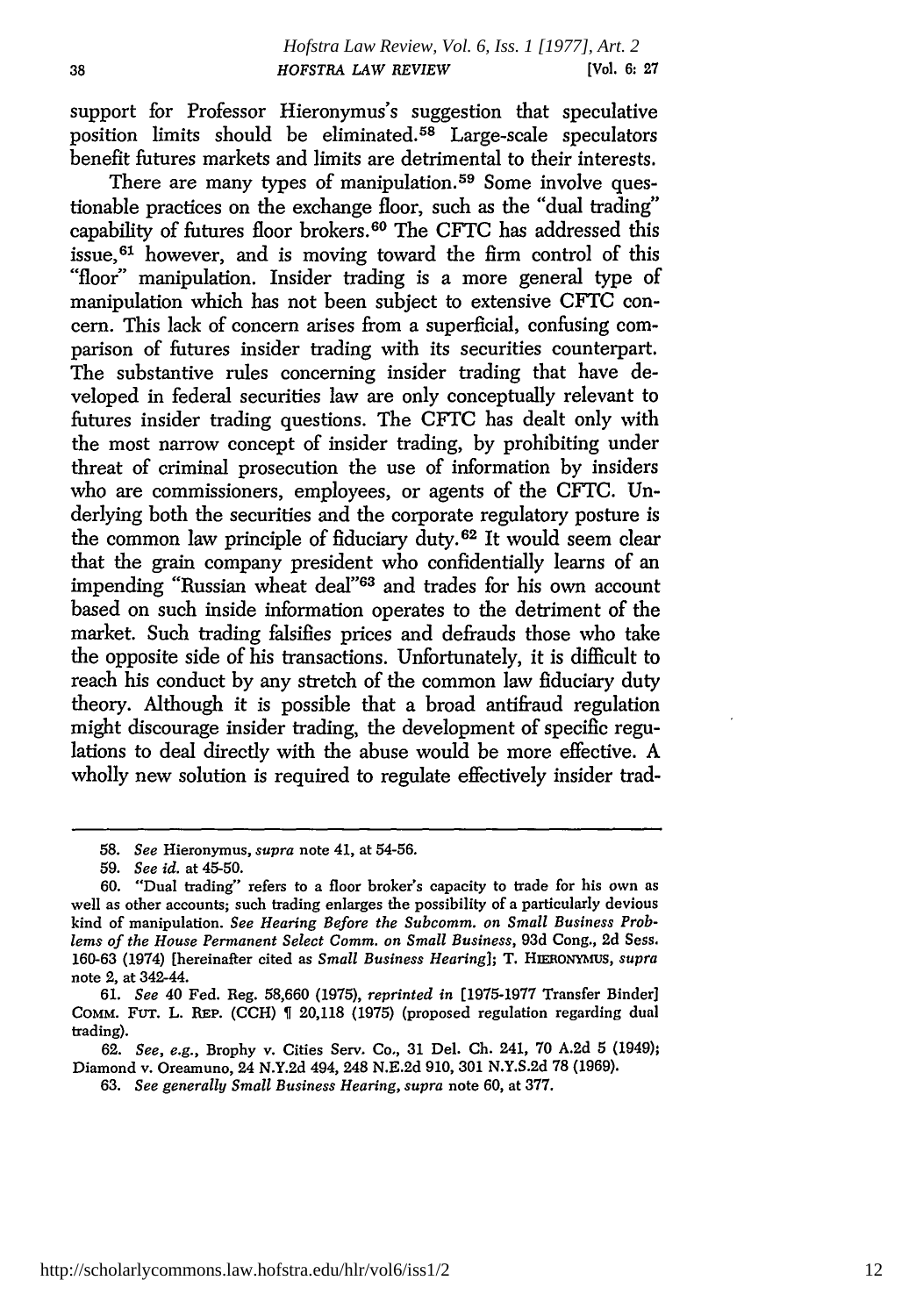support for Professor Hieronymus's suggestion that speculative position limits should be eliminated.[58] Large-scale speculators benefit futures markets and limits are detrimental to their interests.

There are many types of manipulation.[59] Some involve questionable practices on the exchange floor, such as the "dual trading" capability of futures floor brokers.[60] The CFTC has addressed this issue,[61] however, and is moving toward the firm control of this "floor" manipulation. Insider trading is a more general type of manipulation which has not been subject to extensive CFTC concern. This lack of concern arises from a superficial, confusing comparison of futures insider trading with its securities counterpart. The substantive rules concerning insider trading that have developed in federal securities law are only conceptually relevant to futures insider trading questions. The CFTC has dealt only with the most narrow concept of insider trading, by prohibiting under threat of criminal prosecution the use of information by insiders who are commissioners, employees, or agents of the CFTC. Underlying both the securities and the corporate regulatory posture is the common law principle of fiduciary duty.[62] It would seem clear that the grain company president who confidentially learns of an impending "Russian wheat deal"[63] and trades for his own account based on such inside information operates to the detriment of the market. Such trading falsifies prices and defrauds those who take the opposite side of his transactions. Unfortunately, it is difficult to reach his conduct by any stretch of the common law fiduciary duty theory. Although it is possible that a broad antifraud regulation might discourage insider trading, the development of specific regulations to deal directly with the abuse would be more effective. A wholly new solution is required to regulate effectively insider trad-

---

58. *See* Hieronymus, *supra* note 41, at 54-56.

59. *See id.* at 45-50.

60. "Dual trading" refers to a floor broker's capacity to trade for his own as well as other accounts; such trading enlarges the possibility of a particularly devious kind of manipulation. *See Hearing Before the Subcomm. on Small Business Problems of the House Permanent Select Comm. on Small Business*, 93d Cong., 2d Sess. 160-63 (1974) [hereinafter cited as *Small Business Hearing*]; T. HIERONYMUS, *supra* note 2, at 342-44.

61. *See* 40 Fed. Reg. 58,660 (1975), *reprinted in* [1975-1977 Transfer Binder] COMM. FUT. L. REP. (CCH) ¶ 20,118 (1975) (proposed regulation regarding dual trading).

62. *See, e.g.*, Brophy v. Cities Serv. Co., 31 Del. Ch. 241, 70 A.2d 5 (1949); Diamond v. Oreamuno, 24 N.Y.2d 494, 248 N.E.2d 910, 301 N.Y.S.2d 78 (1969).

63. *See generally Small Business Hearing*, *supra* note 60, at 377.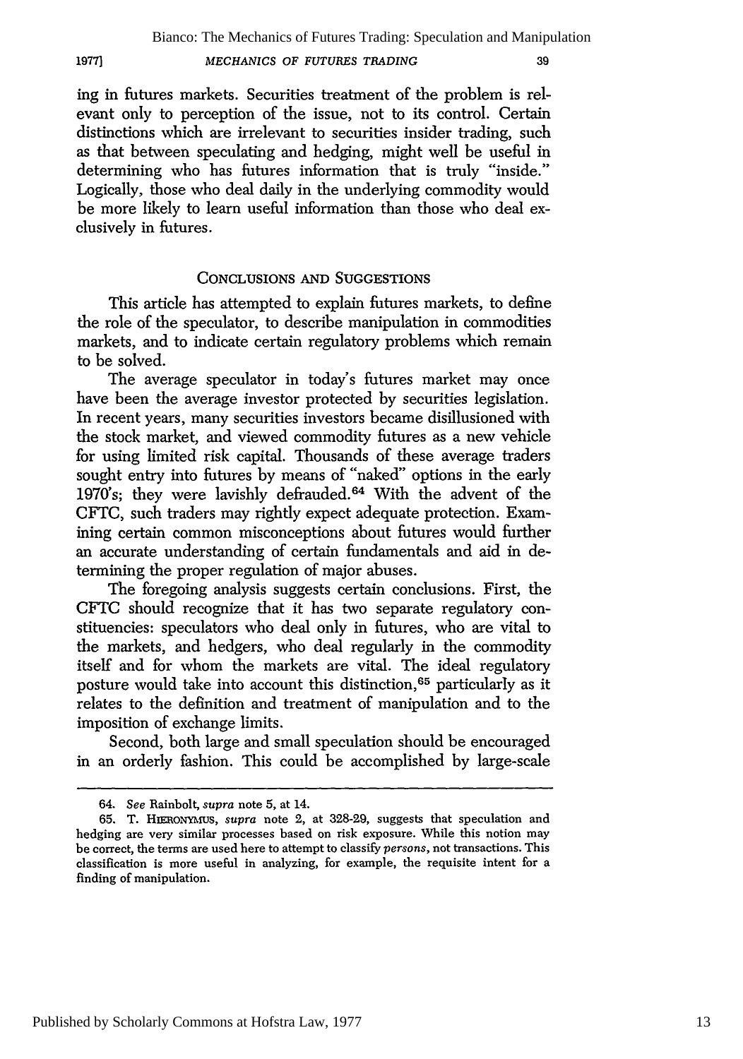ing in futures markets. Securities treatment of the problem is relevant only to perception of the issue, not to its control. Certain distinctions which are irrelevant to securities insider trading, such as that between speculating and hedging, might well be useful in determining who has futures information that is truly "inside." Logically, those who deal daily in the underlying commodity would be more likely to learn useful information than those who deal exclusively in futures.

## CONCLUSIONS AND SUGGESTIONS

This article has attempted to explain futures markets, to define the role of the speculator, to describe manipulation in commodities markets, and to indicate certain regulatory problems which remain to be solved.

The average speculator in today's futures market may once have been the average investor protected by securities legislation. In recent years, many securities investors became disillusioned with the stock market, and viewed commodity futures as a new vehicle for using limited risk capital. Thousands of these average traders sought entry into futures by means of "naked" options in the early 1970's; they were lavishly defrauded.[64] With the advent of the CFTC, such traders may rightly expect adequate protection. Examining certain common misconceptions about futures would further an accurate understanding of certain fundamentals and aid in determining the proper regulation of major abuses.

The foregoing analysis suggests certain conclusions. First, the CFTC should recognize that it has two separate regulatory constituencies: speculators who deal only in futures, who are vital to the markets, and hedgers, who deal regularly in the commodity itself and for whom the markets are vital. The ideal regulatory posture would take into account this distinction,[65] particularly as it relates to the definition and treatment of manipulation and to the imposition of exchange limits.

Second, both large and small speculation should be encouraged in an orderly fashion. This could be accomplished by large-scale

---

64. *See* Rainbolt, *supra* note 5, at 14.

65. T. HIERONYMUS, *supra* note 2, at 328-29, suggests that speculation and hedging are very similar processes based on risk exposure. While this notion may be correct, the terms are used here to attempt to classify *persons*, not transactions. This classification is more useful in analyzing, for example, the requisite intent for a finding of manipulation.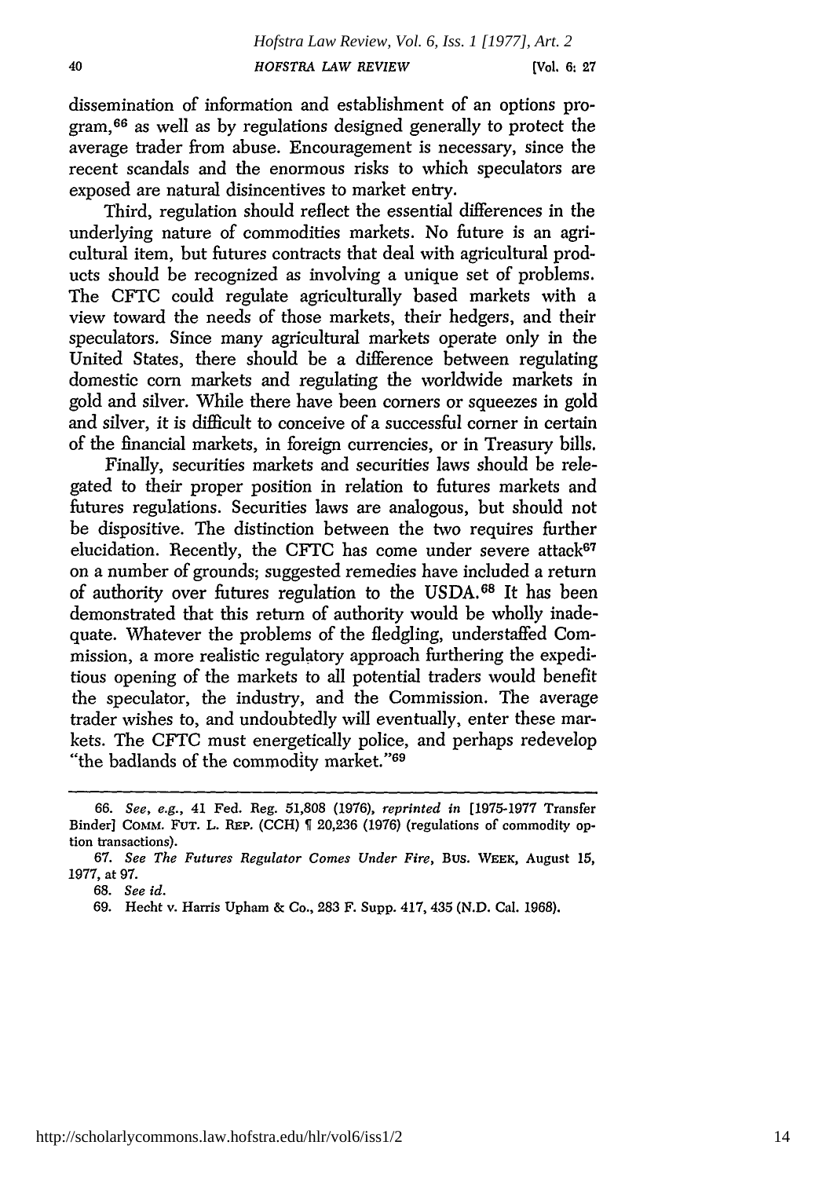dissemination of information and establishment of an options program,[66] as well as by regulations designed generally to protect the average trader from abuse. Encouragement is necessary, since the recent scandals and the enormous risks to which speculators are exposed are natural disincentives to market entry.

Third, regulation should reflect the essential differences in the underlying nature of commodities markets. No future is an agricultural item, but futures contracts that deal with agricultural products should be recognized as involving a unique set of problems. The CFTC could regulate agriculturally based markets with a view toward the needs of those markets, their hedgers, and their speculators. Since many agricultural markets operate only in the United States, there should be a difference between regulating domestic corn markets and regulating the worldwide markets in gold and silver. While there have been corners or squeezes in gold and silver, it is difficult to conceive of a successful corner in certain of the financial markets, in foreign currencies, or in Treasury bills.

Finally, securities markets and securities laws should be relegated to their proper position in relation to futures markets and futures regulations. Securities laws are analogous, but should not be dispositive. The distinction between the two requires further elucidation. Recently, the CFTC has come under severe attack[67] on a number of grounds; suggested remedies have included a return of authority over futures regulation to the USDA.[68] It has been demonstrated that this return of authority would be wholly inadequate. Whatever the problems of the fledgling, understaffed Commission, a more realistic regulatory approach furthering the expeditious opening of the markets to all potential traders would benefit the speculator, the industry, and the Commission. The average trader wishes to, and undoubtedly will eventually, enter these markets. The CFTC must energetically police, and perhaps redevelop "the badlands of the commodity market."[69]

---

66. *See, e.g.*, 41 Fed. Reg. 51,808 (1976), *reprinted in* [1975-1977 Transfer Binder] COMM. FUT. L. REP. (CCH) ¶ 20,236 (1976) (regulations of commodity option transactions).

67. *See The Futures Regulator Comes Under Fire*, BUS. WEEK, August 15, 1977, at 97.

68. *See id.*

69. Hecht v. Harris Upham & Co., 283 F. Supp. 417, 435 (N.D. Cal. 1968).